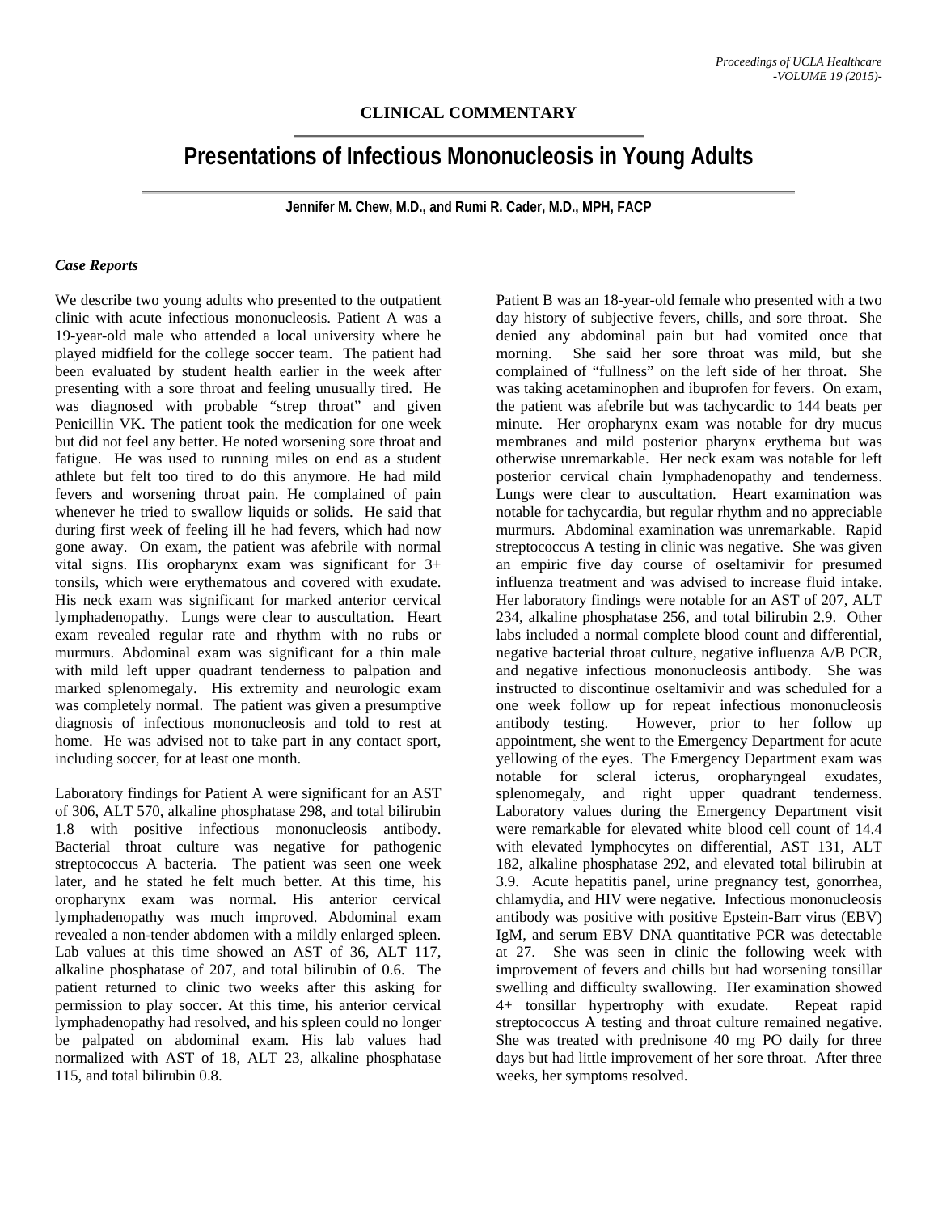**CLINICAL COMMENTARY**

# Presentations of Infectious Mononucleosis in Young Adults

**Jennifer M. Chew, M.D., and Rumi R. Cader, M.D., MPH, FACP**

### *Case Reports*

We describe two young adults who presented to the outpatient clinic with acute infectious mononucleosis. Patient A was a 19-year-old male who attended a local university where he played midfield for the college soccer team. The patient had been evaluated by student health earlier in the week after presenting with a sore throat and feeling unusually tired. He was diagnosed with probable "strep throat" and given Penicillin VK. The patient took the medication for one week but did not feel any better. He noted worsening sore throat and fatigue. He was used to running miles on end as a student athlete but felt too tired to do this anymore. He had mild fevers and worsening throat pain. He complained of pain whenever he tried to swallow liquids or solids. He said that during first week of feeling ill he had fevers, which had now gone away. On exam, the patient was afebrile with normal vital signs. His oropharynx exam was significant for 3+ tonsils, which were erythematous and covered with exudate. His neck exam was significant for marked anterior cervical lymphadenopathy. Lungs were clear to auscultation. Heart exam revealed regular rate and rhythm with no rubs or murmurs. Abdominal exam was significant for a thin male with mild left upper quadrant tenderness to palpation and marked splenomegaly. His extremity and neurologic exam was completely normal. The patient was given a presumptive diagnosis of infectious mononucleosis and told to rest at home. He was advised not to take part in any contact sport, including soccer, for at least one month.

Laboratory findings for Patient A were significant for an AST of 306, ALT 570, alkaline phosphatase 298, and total bilirubin 1.8 with positive infectious mononucleosis antibody. Bacterial throat culture was negative for pathogenic streptococcus A bacteria. The patient was seen one week later, and he stated he felt much better. At this time, his oropharynx exam was normal. His anterior cervical lymphadenopathy was much improved. Abdominal exam revealed a non-tender abdomen with a mildly enlarged spleen. Lab values at this time showed an AST of 36, ALT 117, alkaline phosphatase of 207, and total bilirubin of 0.6. The patient returned to clinic two weeks after this asking for permission to play soccer. At this time, his anterior cervical lymphadenopathy had resolved, and his spleen could no longer be palpated on abdominal exam. His lab values had normalized with AST of 18, ALT 23, alkaline phosphatase 115, and total bilirubin 0.8.

Patient B was an 18-year-old female who presented with a two day history of subjective fevers, chills, and sore throat. She denied any abdominal pain but had vomited once that morning. She said her sore throat was mild, but she complained of "fullness" on the left side of her throat. She was taking acetaminophen and ibuprofen for fevers. On exam, the patient was afebrile but was tachycardic to 144 beats per minute. Her oropharynx exam was notable for dry mucus membranes and mild posterior pharynx erythema but was otherwise unremarkable. Her neck exam was notable for left posterior cervical chain lymphadenopathy and tenderness. Lungs were clear to auscultation. Heart examination was notable for tachycardia, but regular rhythm and no appreciable murmurs. Abdominal examination was unremarkable. Rapid streptococcus A testing in clinic was negative. She was given an empiric five day course of oseltamivir for presumed influenza treatment and was advised to increase fluid intake. Her laboratory findings were notable for an AST of 207, ALT 234, alkaline phosphatase 256, and total bilirubin 2.9. Other labs included a normal complete blood count and differential, negative bacterial throat culture, negative influenza A/B PCR, and negative infectious mononucleosis antibody. She was instructed to discontinue oseltamivir and was scheduled for a one week follow up for repeat infectious mononucleosis antibody testing. However, prior to her follow up appointment, she went to the Emergency Department for acute yellowing of the eyes. The Emergency Department exam was notable for scleral icterus, oropharyngeal exudates, splenomegaly, and right upper quadrant tenderness. Laboratory values during the Emergency Department visit were remarkable for elevated white blood cell count of 14.4 with elevated lymphocytes on differential, AST 131, ALT 182, alkaline phosphatase 292, and elevated total bilirubin at 3.9. Acute hepatitis panel, urine pregnancy test, gonorrhea, chlamydia, and HIV were negative. Infectious mononucleosis antibody was positive with positive Epstein-Barr virus (EBV) IgM, and serum EBV DNA quantitative PCR was detectable at 27. She was seen in clinic the following week with improvement of fevers and chills but had worsening tonsillar swelling and difficulty swallowing. Her examination showed 4+ tonsillar hypertrophy with exudate. Repeat rapid streptococcus A testing and throat culture remained negative. She was treated with prednisone 40 mg PO daily for three days but had little improvement of her sore throat. After three weeks, her symptoms resolved.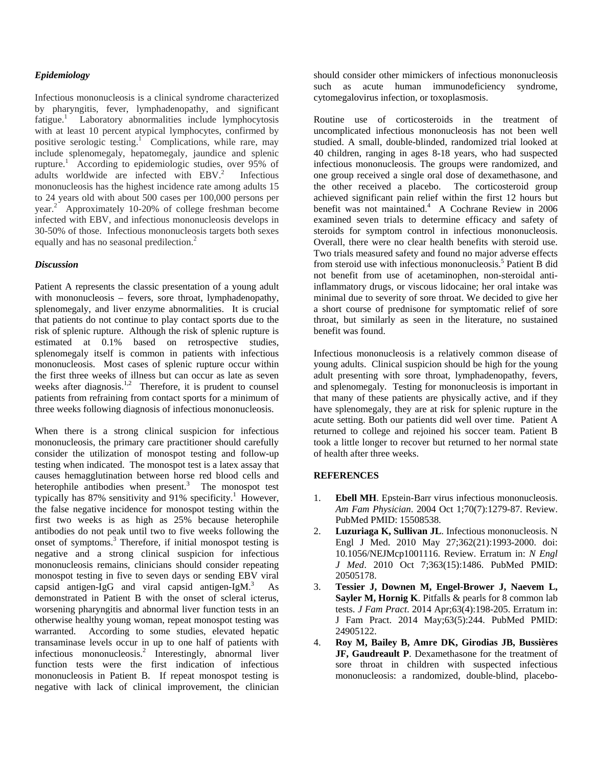### *Epidemiology*

Infectious mononucleosis is a clinical syndrome characterized by pharyngitis, fever, lymphadenopathy, and significant fatigue.[1] Laboratory abnormalities include lymphocytosis with at least 10 percent atypical lymphocytes, confirmed by positive serologic testing.[1] Complications, while rare, may include splenomegaly, hepatomegaly, jaundice and splenic rupture.[1] According to epidemiologic studies, over 95% of adults worldwide are infected with EBV.[2] Infectious mononucleosis has the highest incidence rate among adults 15 to 24 years old with about 500 cases per 100,000 persons per year.[2] Approximately 10-20% of college freshman become infected with EBV, and infectious mononucleosis develops in 30-50% of those. Infectious mononucleosis targets both sexes equally and has no seasonal predilection.[2]

### *Discussion*

Patient A represents the classic presentation of a young adult with mononucleosis – fevers, sore throat, lymphadenopathy, splenomegaly, and liver enzyme abnormalities. It is crucial that patients do not continue to play contact sports due to the risk of splenic rupture. Although the risk of splenic rupture is estimated at 0.1% based on retrospective studies, splenomegaly itself is common in patients with infectious mononucleosis. Most cases of splenic rupture occur within the first three weeks of illness but can occur as late as seven weeks after diagnosis.[1,2] Therefore, it is prudent to counsel patients from refraining from contact sports for a minimum of three weeks following diagnosis of infectious mononucleosis.

When there is a strong clinical suspicion for infectious mononucleosis, the primary care practitioner should carefully consider the utilization of monospot testing and follow-up testing when indicated. The monospot test is a latex assay that causes hemagglutination between horse red blood cells and heterophile antibodies when present.[3] The monospot test typically has 87% sensitivity and 91% specificity.[1] However, the false negative incidence for monospot testing within the first two weeks is as high as 25% because heterophile antibodies do not peak until two to five weeks following the onset of symptoms.[3] Therefore, if initial monospot testing is negative and a strong clinical suspicion for infectious mononucleosis remains, clinicians should consider repeating monospot testing in five to seven days or sending EBV viral capsid antigen-IgG and viral capsid antigen-IgM.[3] As demonstrated in Patient B with the onset of scleral icterus, worsening pharyngitis and abnormal liver function tests in an otherwise healthy young woman, repeat monospot testing was warranted. According to some studies, elevated hepatic transaminase levels occur in up to one half of patients with infectious mononucleosis.[2] Interestingly, abnormal liver function tests were the first indication of infectious mononucleosis in Patient B. If repeat monospot testing is negative with lack of clinical improvement, the clinician should consider other mimickers of infectious mononucleosis such as acute human immunodeficiency syndrome, cytomegalovirus infection, or toxoplasmosis.

Routine use of corticosteroids in the treatment of uncomplicated infectious mononucleosis has not been well studied. A small, double-blinded, randomized trial looked at 40 children, ranging in ages 8-18 years, who had suspected infectious mononucleosis. The groups were randomized, and one group received a single oral dose of dexamethasone, and the other received a placebo. The corticosteroid group achieved significant pain relief within the first 12 hours but benefit was not maintained.[4] A Cochrane Review in 2006 examined seven trials to determine efficacy and safety of steroids for symptom control in infectious mononucleosis. Overall, there were no clear health benefits with steroid use. Two trials measured safety and found no major adverse effects from steroid use with infectious mononucleosis.[5] Patient B did not benefit from use of acetaminophen, non-steroidal anti-inflammatory drugs, or viscous lidocaine; her oral intake was minimal due to severity of sore throat. We decided to give her a short course of prednisone for symptomatic relief of sore throat, but similarly as seen in the literature, no sustained benefit was found.

Infectious mononucleosis is a relatively common disease of young adults. Clinical suspicion should be high for the young adult presenting with sore throat, lymphadenopathy, fevers, and splenomegaly. Testing for mononucleosis is important in that many of these patients are physically active, and if they have splenomegaly, they are at risk for splenic rupture in the acute setting. Both our patients did well over time. Patient A returned to college and rejoined his soccer team. Patient B took a little longer to recover but returned to her normal state of health after three weeks.

### REFERENCES

1. **Ebell MH**. Epstein-Barr virus infectious mononucleosis. *Am Fam Physician*. 2004 Oct 1;70(7):1279-87. Review. PubMed PMID: 15508538.
2. **Luzuriaga K, Sullivan JL**. Infectious mononucleosis. N Engl J Med. 2010 May 27;362(21):1993-2000. doi: 10.1056/NEJMcp1001116. Review. Erratum in: *N Engl J Med*. 2010 Oct 7;363(15):1486. PubMed PMID: 20505178.
3. **Tessier J, Downen M, Engel-Brower J, Naevem L, Sayler M, Hornig K**. Pitfalls & pearls for 8 common lab tests. *J Fam Pract*. 2014 Apr;63(4):198-205. Erratum in: J Fam Pract. 2014 May;63(5):244. PubMed PMID: 24905122.
4. **Roy M, Bailey B, Amre DK, Girodias JB, Bussières JF, Gaudreault P**. Dexamethasone for the treatment of sore throat in children with suspected infectious mononucleosis: a randomized, double-blind, placebo-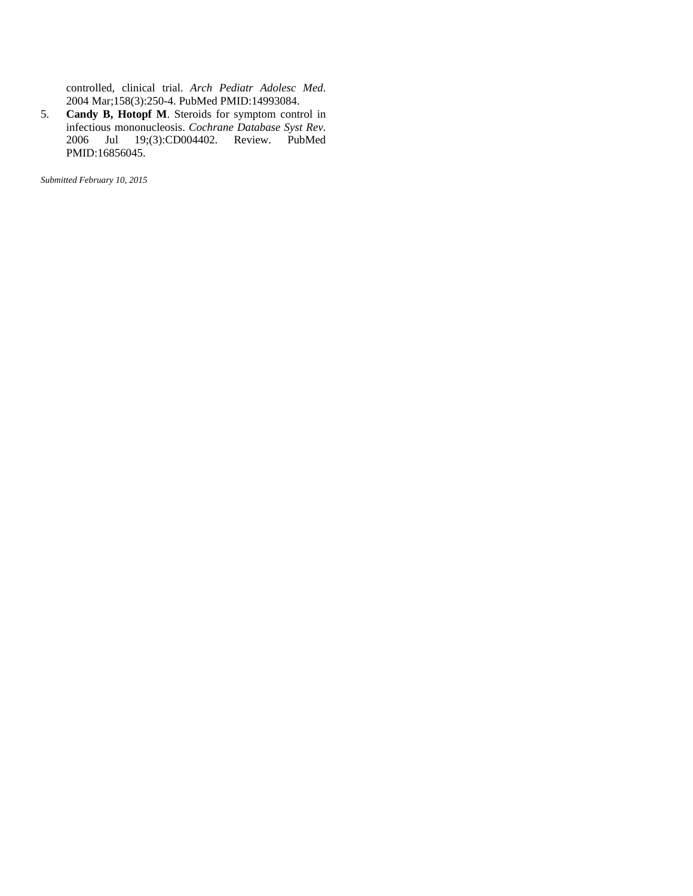controlled, clinical trial. *Arch Pediatr Adolesc Med*. 2004 Mar;158(3):250-4. PubMed PMID:14993084.

5. **Candy B, Hotopf M**. Steroids for symptom control in infectious mononucleosis. *Cochrane Database Syst Rev*. 2006 Jul 19;(3):CD004402. Review. PubMed PMID:16856045.

*Submitted February 10, 2015*